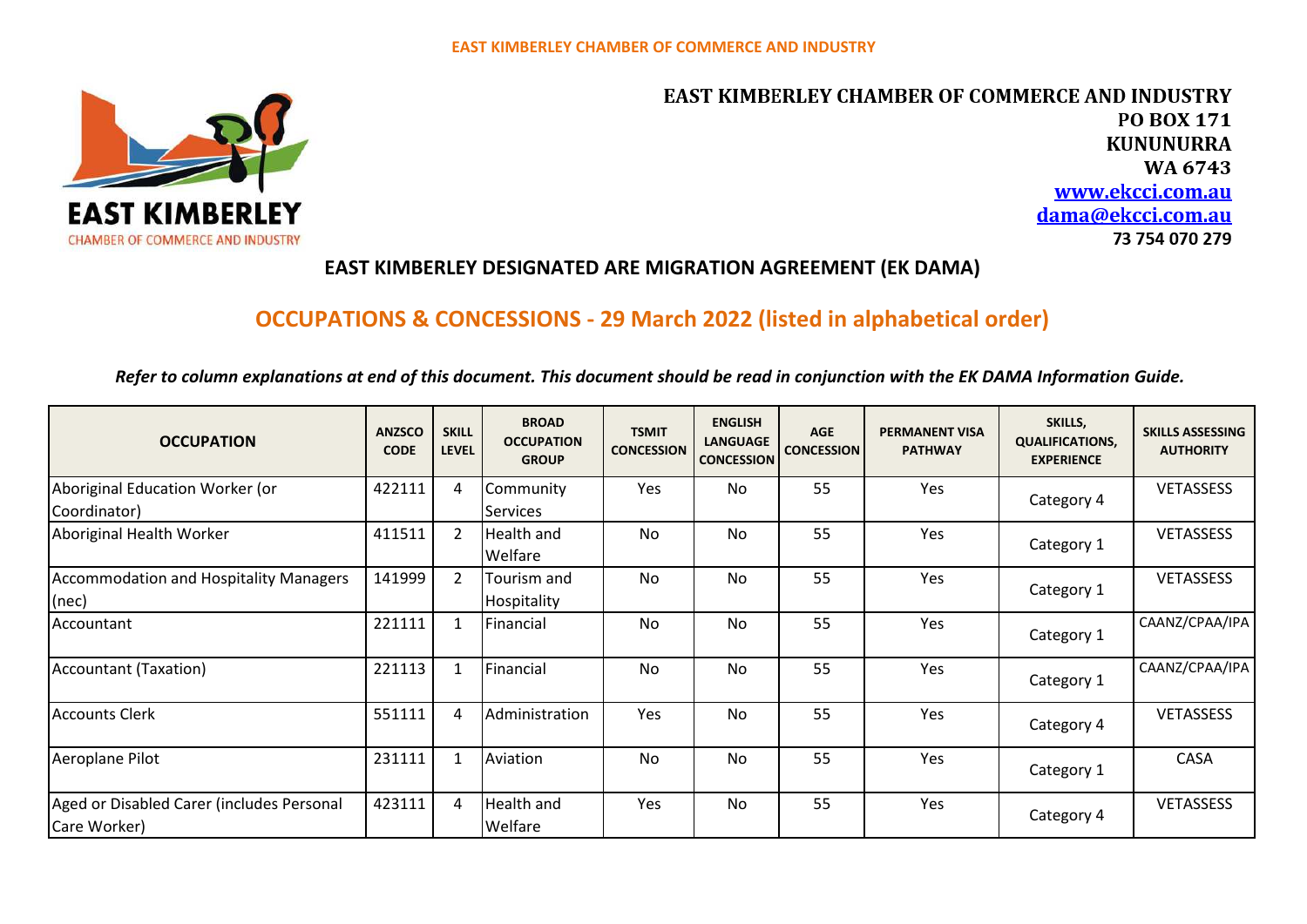EAST KIMBERLEY CHAMBER OF COMMERCE AND INDUSTRY

**EAST KIMBERLEY**
CHAMBER OF COMMERCE AND INDUSTRY

**EAST KIMBERLEY CHAMBER OF COMMERCE AND INDUSTRY**
**PO BOX 171**
**KUNUNURRA**
**WA 6743**
**www.ekcci.com.au**
**dama@ekcci.com.au**
**73 754 070 279**

## EAST KIMBERLEY DESIGNATED ARE MIGRATION AGREEMENT (EK DAMA)

## OCCUPATIONS & CONCESSIONS - 29 March 2022 (listed in alphabetical order)

*Refer to column explanations at end of this document. This document should be read in conjunction with the EK DAMA Information Guide.*

| OCCUPATION | ANZSCO CODE | SKILL LEVEL | BROAD OCCUPATION GROUP | TSMIT CONCESSION | ENGLISH LANGUAGE CONCESSION | AGE CONCESSION | PERMANENT VISA PATHWAY | SKILLS, QUALIFICATIONS, EXPERIENCE | SKILLS ASSESSING AUTHORITY |
|---|---|---|---|---|---|---|---|---|---|
| Aboriginal Education Worker (or Coordinator) | 422111 | 4 | Community Services | Yes | No | 55 | Yes | Category 4 | VETASSESS |
| Aboriginal Health Worker | 411511 | 2 | Health and Welfare | No | No | 55 | Yes | Category 1 | VETASSESS |
| Accommodation and Hospitality Managers (nec) | 141999 | 2 | Tourism and Hospitality | No | No | 55 | Yes | Category 1 | VETASSESS |
| Accountant | 221111 | 1 | Financial | No | No | 55 | Yes | Category 1 | CAANZ/CPAA/IPA |
| Accountant (Taxation) | 221113 | 1 | Financial | No | No | 55 | Yes | Category 1 | CAANZ/CPAA/IPA |
| Accounts Clerk | 551111 | 4 | Administration | Yes | No | 55 | Yes | Category 4 | VETASSESS |
| Aeroplane Pilot | 231111 | 1 | Aviation | No | No | 55 | Yes | Category 1 | CASA |
| Aged or Disabled Carer (includes Personal Care Worker) | 423111 | 4 | Health and Welfare | Yes | No | 55 | Yes | Category 4 | VETASSESS |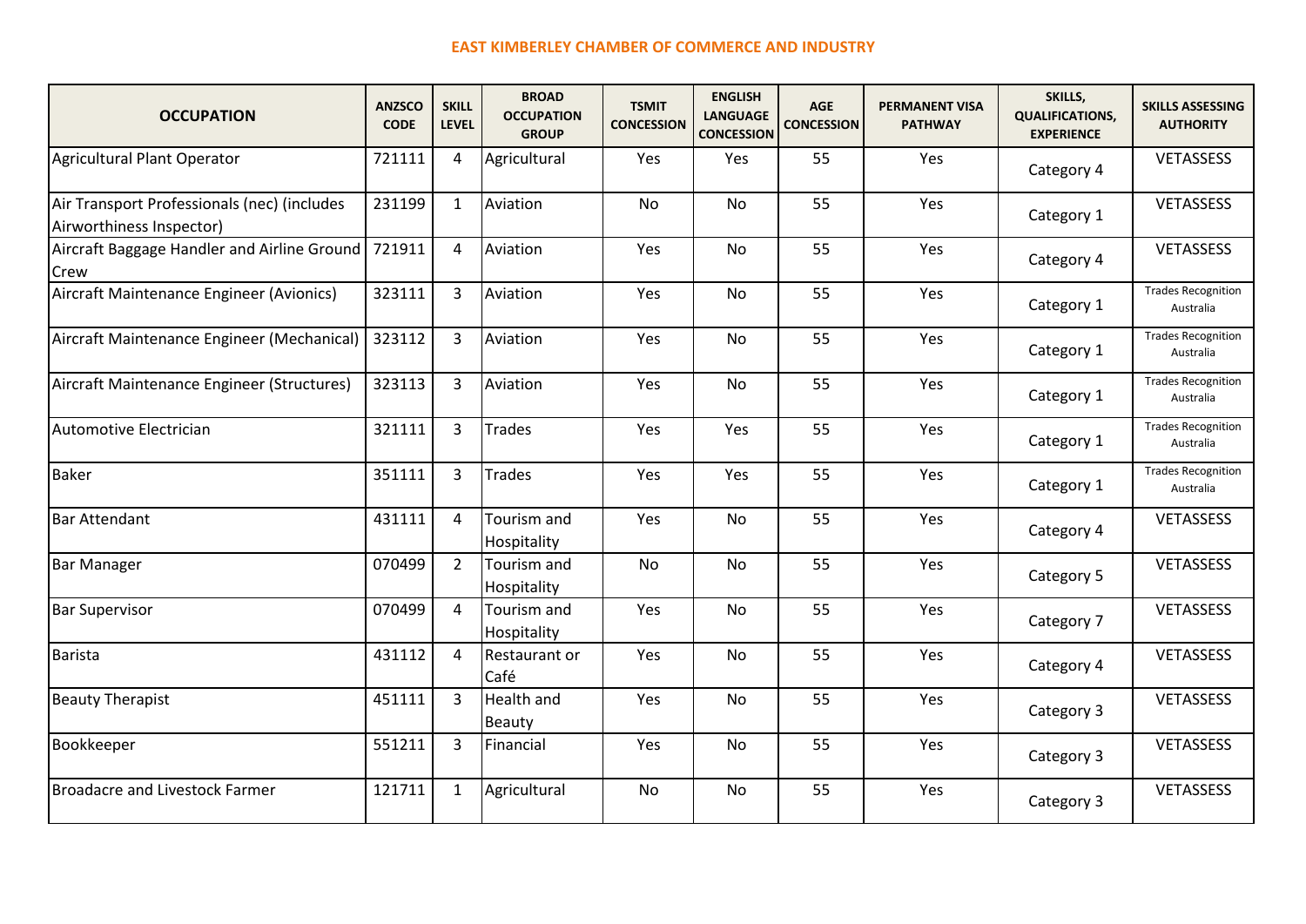**EAST KIMBERLEY CHAMBER OF COMMERCE AND INDUSTRY**

| OCCUPATION | ANZSCO CODE | SKILL LEVEL | BROAD OCCUPATION GROUP | TSMIT CONCESSION | ENGLISH LANGUAGE CONCESSION | AGE CONCESSION | PERMANENT VISA PATHWAY | SKILLS, QUALIFICATIONS, EXPERIENCE | SKILLS ASSESSING AUTHORITY |
|---|---|---|---|---|---|---|---|---|---|
| Agricultural Plant Operator | 721111 | 4 | Agricultural | Yes | Yes | 55 | Yes | Category 4 | VETASSESS |
| Air Transport Professionals (nec) (includes Airworthiness Inspector) | 231199 | 1 | Aviation | No | No | 55 | Yes | Category 1 | VETASSESS |
| Aircraft Baggage Handler and Airline Ground Crew | 721911 | 4 | Aviation | Yes | No | 55 | Yes | Category 4 | VETASSESS |
| Aircraft Maintenance Engineer (Avionics) | 323111 | 3 | Aviation | Yes | No | 55 | Yes | Category 1 | Trades Recognition Australia |
| Aircraft Maintenance Engineer (Mechanical) | 323112 | 3 | Aviation | Yes | No | 55 | Yes | Category 1 | Trades Recognition Australia |
| Aircraft Maintenance Engineer (Structures) | 323113 | 3 | Aviation | Yes | No | 55 | Yes | Category 1 | Trades Recognition Australia |
| Automotive Electrician | 321111 | 3 | Trades | Yes | Yes | 55 | Yes | Category 1 | Trades Recognition Australia |
| Baker | 351111 | 3 | Trades | Yes | Yes | 55 | Yes | Category 1 | Trades Recognition Australia |
| Bar Attendant | 431111 | 4 | Tourism and Hospitality | Yes | No | 55 | Yes | Category 4 | VETASSESS |
| Bar Manager | 070499 | 2 | Tourism and Hospitality | No | No | 55 | Yes | Category 5 | VETASSESS |
| Bar Supervisor | 070499 | 4 | Tourism and Hospitality | Yes | No | 55 | Yes | Category 7 | VETASSESS |
| Barista | 431112 | 4 | Restaurant or Café | Yes | No | 55 | Yes | Category 4 | VETASSESS |
| Beauty Therapist | 451111 | 3 | Health and Beauty | Yes | No | 55 | Yes | Category 3 | VETASSESS |
| Bookkeeper | 551211 | 3 | Financial | Yes | No | 55 | Yes | Category 3 | VETASSESS |
| Broadacre and Livestock Farmer | 121711 | 1 | Agricultural | No | No | 55 | Yes | Category 3 | VETASSESS |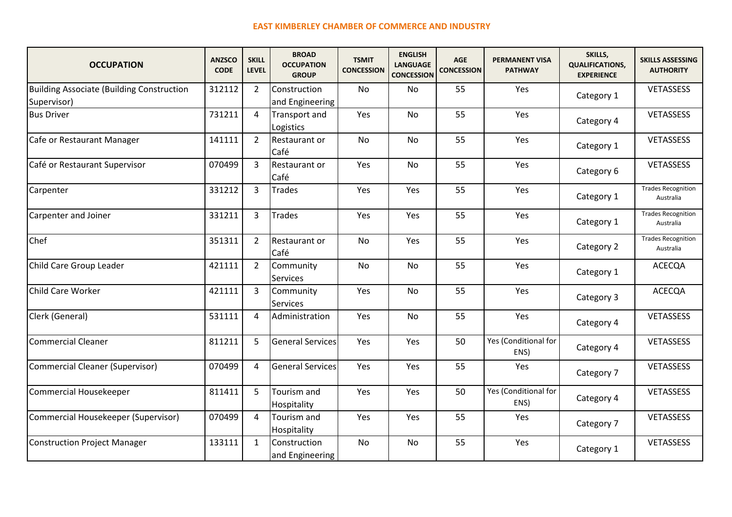**EAST KIMBERLEY CHAMBER OF COMMERCE AND INDUSTRY**

| OCCUPATION | ANZSCO CODE | SKILL LEVEL | BROAD OCCUPATION GROUP | TSMIT CONCESSION | ENGLISH LANGUAGE CONCESSION | AGE CONCESSION | PERMANENT VISA PATHWAY | SKILLS, QUALIFICATIONS, EXPERIENCE | SKILLS ASSESSING AUTHORITY |
|---|---|---|---|---|---|---|---|---|---|
| Building Associate (Building Construction Supervisor) | 312112 | 2 | Construction and Engineering | No | No | 55 | Yes | Category 1 | VETASSESS |
| Bus Driver | 731211 | 4 | Transport and Logistics | Yes | No | 55 | Yes | Category 4 | VETASSESS |
| Cafe or Restaurant Manager | 141111 | 2 | Restaurant or Café | No | No | 55 | Yes | Category 1 | VETASSESS |
| Café or Restaurant Supervisor | 070499 | 3 | Restaurant or Café | Yes | No | 55 | Yes | Category 6 | VETASSESS |
| Carpenter | 331212 | 3 | Trades | Yes | Yes | 55 | Yes | Category 1 | Trades Recognition Australia |
| Carpenter and Joiner | 331211 | 3 | Trades | Yes | Yes | 55 | Yes | Category 1 | Trades Recognition Australia |
| Chef | 351311 | 2 | Restaurant or Café | No | Yes | 55 | Yes | Category 2 | Trades Recognition Australia |
| Child Care Group Leader | 421111 | 2 | Community Services | No | No | 55 | Yes | Category 1 | ACECQA |
| Child Care Worker | 421111 | 3 | Community Services | Yes | No | 55 | Yes | Category 3 | ACECQA |
| Clerk (General) | 531111 | 4 | Administration | Yes | No | 55 | Yes | Category 4 | VETASSESS |
| Commercial Cleaner | 811211 | 5 | General Services | Yes | Yes | 50 | Yes (Conditional for ENS) | Category 4 | VETASSESS |
| Commercial Cleaner (Supervisor) | 070499 | 4 | General Services | Yes | Yes | 55 | Yes | Category 7 | VETASSESS |
| Commercial Housekeeper | 811411 | 5 | Tourism and Hospitality | Yes | Yes | 50 | Yes (Conditional for ENS) | Category 4 | VETASSESS |
| Commercial Housekeeper (Supervisor) | 070499 | 4 | Tourism and Hospitality | Yes | Yes | 55 | Yes | Category 7 | VETASSESS |
| Construction Project Manager | 133111 | 1 | Construction and Engineering | No | No | 55 | Yes | Category 1 | VETASSESS |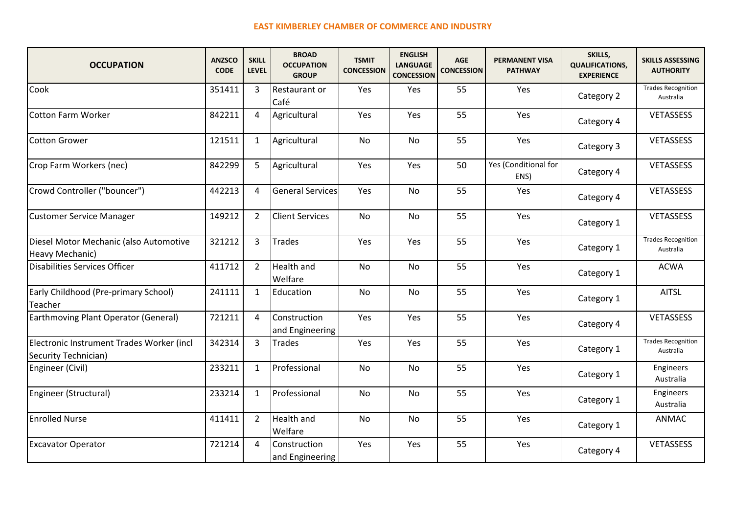**EAST KIMBERLEY CHAMBER OF COMMERCE AND INDUSTRY**

| OCCUPATION | ANZSCO CODE | SKILL LEVEL | BROAD OCCUPATION GROUP | TSMIT CONCESSION | ENGLISH LANGUAGE CONCESSION | AGE CONCESSION | PERMANENT VISA PATHWAY | SKILLS, QUALIFICATIONS, EXPERIENCE | SKILLS ASSESSING AUTHORITY |
|---|---|---|---|---|---|---|---|---|---|
| Cook | 351411 | 3 | Restaurant or Café | Yes | Yes | 55 | Yes | Category 2 | Trades Recognition Australia |
| Cotton Farm Worker | 842211 | 4 | Agricultural | Yes | Yes | 55 | Yes | Category 4 | VETASSESS |
| Cotton Grower | 121511 | 1 | Agricultural | No | No | 55 | Yes | Category 3 | VETASSESS |
| Crop Farm Workers (nec) | 842299 | 5 | Agricultural | Yes | Yes | 50 | Yes (Conditional for ENS) | Category 4 | VETASSESS |
| Crowd Controller ("bouncer") | 442213 | 4 | General Services | Yes | No | 55 | Yes | Category 4 | VETASSESS |
| Customer Service Manager | 149212 | 2 | Client Services | No | No | 55 | Yes | Category 1 | VETASSESS |
| Diesel Motor Mechanic (also Automotive Heavy Mechanic) | 321212 | 3 | Trades | Yes | Yes | 55 | Yes | Category 1 | Trades Recognition Australia |
| Disabilities Services Officer | 411712 | 2 | Health and Welfare | No | No | 55 | Yes | Category 1 | ACWA |
| Early Childhood (Pre-primary School) Teacher | 241111 | 1 | Education | No | No | 55 | Yes | Category 1 | AITSL |
| Earthmoving Plant Operator (General) | 721211 | 4 | Construction and Engineering | Yes | Yes | 55 | Yes | Category 4 | VETASSESS |
| Electronic Instrument Trades Worker (incl Security Technician) | 342314 | 3 | Trades | Yes | Yes | 55 | Yes | Category 1 | Trades Recognition Australia |
| Engineer (Civil) | 233211 | 1 | Professional | No | No | 55 | Yes | Category 1 | Engineers Australia |
| Engineer (Structural) | 233214 | 1 | Professional | No | No | 55 | Yes | Category 1 | Engineers Australia |
| Enrolled Nurse | 411411 | 2 | Health and Welfare | No | No | 55 | Yes | Category 1 | ANMAC |
| Excavator Operator | 721214 | 4 | Construction and Engineering | Yes | Yes | 55 | Yes | Category 4 | VETASSESS |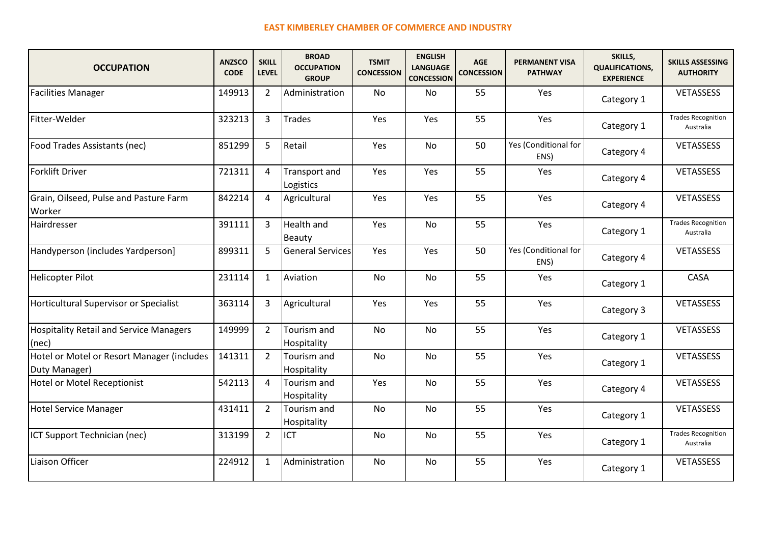**EAST KIMBERLEY CHAMBER OF COMMERCE AND INDUSTRY**

| OCCUPATION | ANZSCO CODE | SKILL LEVEL | BROAD OCCUPATION GROUP | TSMIT CONCESSION | ENGLISH LANGUAGE CONCESSION | AGE CONCESSION | PERMANENT VISA PATHWAY | SKILLS, QUALIFICATIONS, EXPERIENCE | SKILLS ASSESSING AUTHORITY |
|---|---|---|---|---|---|---|---|---|---|
| Facilities Manager | 149913 | 2 | Administration | No | No | 55 | Yes | Category 1 | VETASSESS |
| Fitter-Welder | 323213 | 3 | Trades | Yes | Yes | 55 | Yes | Category 1 | Trades Recognition Australia |
| Food Trades Assistants (nec) | 851299 | 5 | Retail | Yes | No | 50 | Yes (Conditional for ENS) | Category 4 | VETASSESS |
| Forklift Driver | 721311 | 4 | Transport and Logistics | Yes | Yes | 55 | Yes | Category 4 | VETASSESS |
| Grain, Oilseed, Pulse and Pasture Farm Worker | 842214 | 4 | Agricultural | Yes | Yes | 55 | Yes | Category 4 | VETASSESS |
| Hairdresser | 391111 | 3 | Health and Beauty | Yes | No | 55 | Yes | Category 1 | Trades Recognition Australia |
| Handyperson (includes Yardperson] | 899311 | 5 | General Services | Yes | Yes | 50 | Yes (Conditional for ENS) | Category 4 | VETASSESS |
| Helicopter Pilot | 231114 | 1 | Aviation | No | No | 55 | Yes | Category 1 | CASA |
| Horticultural Supervisor or Specialist | 363114 | 3 | Agricultural | Yes | Yes | 55 | Yes | Category 3 | VETASSESS |
| Hospitality Retail and Service Managers (nec) | 149999 | 2 | Tourism and Hospitality | No | No | 55 | Yes | Category 1 | VETASSESS |
| Hotel or Motel or Resort Manager (includes Duty Manager) | 141311 | 2 | Tourism and Hospitality | No | No | 55 | Yes | Category 1 | VETASSESS |
| Hotel or Motel Receptionist | 542113 | 4 | Tourism and Hospitality | Yes | No | 55 | Yes | Category 4 | VETASSESS |
| Hotel Service Manager | 431411 | 2 | Tourism and Hospitality | No | No | 55 | Yes | Category 1 | VETASSESS |
| ICT Support Technician (nec) | 313199 | 2 | ICT | No | No | 55 | Yes | Category 1 | Trades Recognition Australia |
| Liaison Officer | 224912 | 1 | Administration | No | No | 55 | Yes | Category 1 | VETASSESS |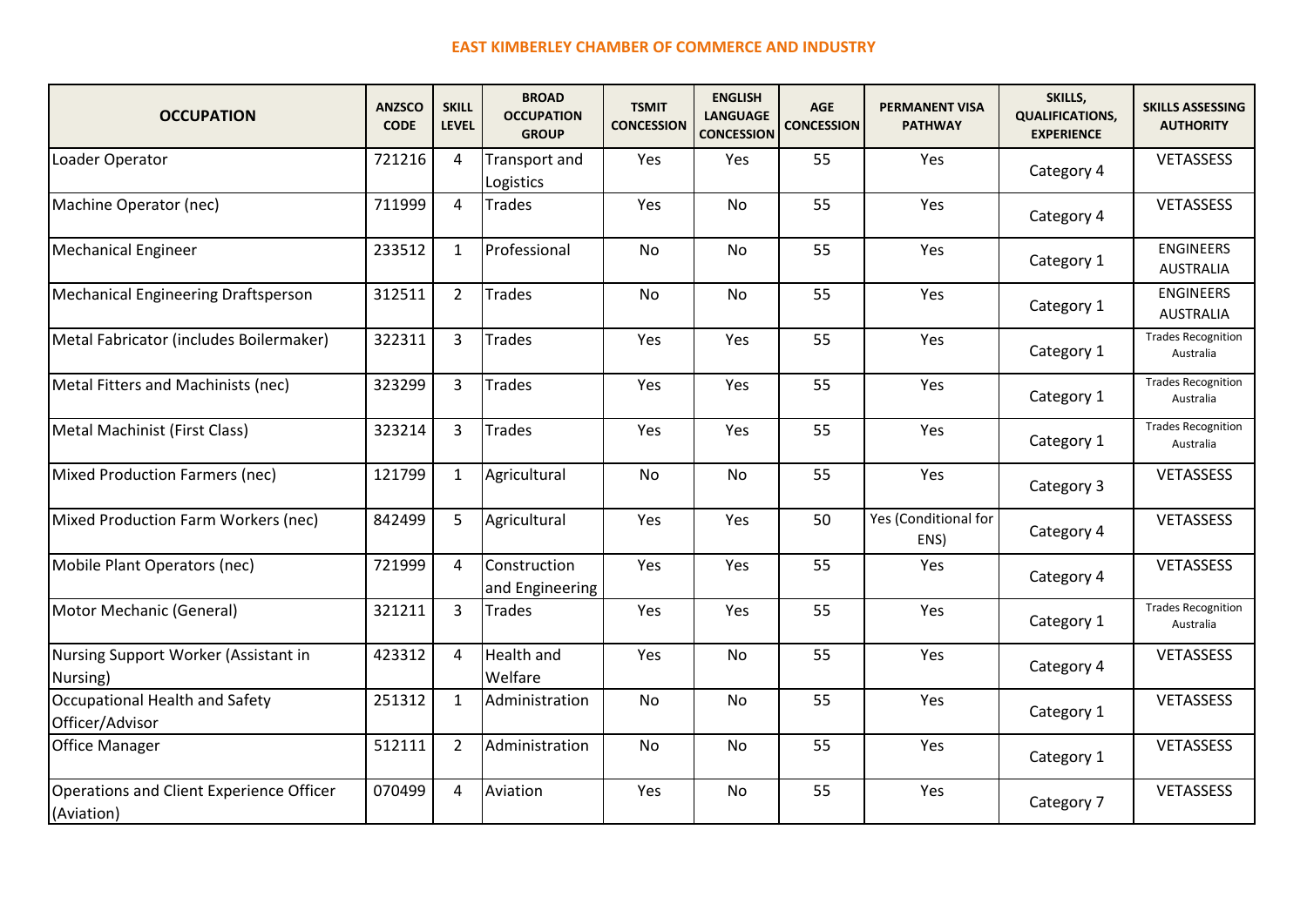**EAST KIMBERLEY CHAMBER OF COMMERCE AND INDUSTRY**

| OCCUPATION | ANZSCO CODE | SKILL LEVEL | BROAD OCCUPATION GROUP | TSMIT CONCESSION | ENGLISH LANGUAGE CONCESSION | AGE CONCESSION | PERMANENT VISA PATHWAY | SKILLS, QUALIFICATIONS, EXPERIENCE | SKILLS ASSESSING AUTHORITY |
|---|---|---|---|---|---|---|---|---|---|
| Loader Operator | 721216 | 4 | Transport and Logistics | Yes | Yes | 55 | Yes | Category 4 | VETASSESS |
| Machine Operator (nec) | 711999 | 4 | Trades | Yes | No | 55 | Yes | Category 4 | VETASSESS |
| Mechanical Engineer | 233512 | 1 | Professional | No | No | 55 | Yes | Category 1 | ENGINEERS AUSTRALIA |
| Mechanical Engineering Draftsperson | 312511 | 2 | Trades | No | No | 55 | Yes | Category 1 | ENGINEERS AUSTRALIA |
| Metal Fabricator (includes Boilermaker) | 322311 | 3 | Trades | Yes | Yes | 55 | Yes | Category 1 | Trades Recognition Australia |
| Metal Fitters and Machinists (nec) | 323299 | 3 | Trades | Yes | Yes | 55 | Yes | Category 1 | Trades Recognition Australia |
| Metal Machinist (First Class) | 323214 | 3 | Trades | Yes | Yes | 55 | Yes | Category 1 | Trades Recognition Australia |
| Mixed Production Farmers (nec) | 121799 | 1 | Agricultural | No | No | 55 | Yes | Category 3 | VETASSESS |
| Mixed Production Farm Workers (nec) | 842499 | 5 | Agricultural | Yes | Yes | 50 | Yes (Conditional for ENS) | Category 4 | VETASSESS |
| Mobile Plant Operators (nec) | 721999 | 4 | Construction and Engineering | Yes | Yes | 55 | Yes | Category 4 | VETASSESS |
| Motor Mechanic (General) | 321211 | 3 | Trades | Yes | Yes | 55 | Yes | Category 1 | Trades Recognition Australia |
| Nursing Support Worker (Assistant in Nursing) | 423312 | 4 | Health and Welfare | Yes | No | 55 | Yes | Category 4 | VETASSESS |
| Occupational Health and Safety Officer/Advisor | 251312 | 1 | Administration | No | No | 55 | Yes | Category 1 | VETASSESS |
| Office Manager | 512111 | 2 | Administration | No | No | 55 | Yes | Category 1 | VETASSESS |
| Operations and Client Experience Officer (Aviation) | 070499 | 4 | Aviation | Yes | No | 55 | Yes | Category 7 | VETASSESS |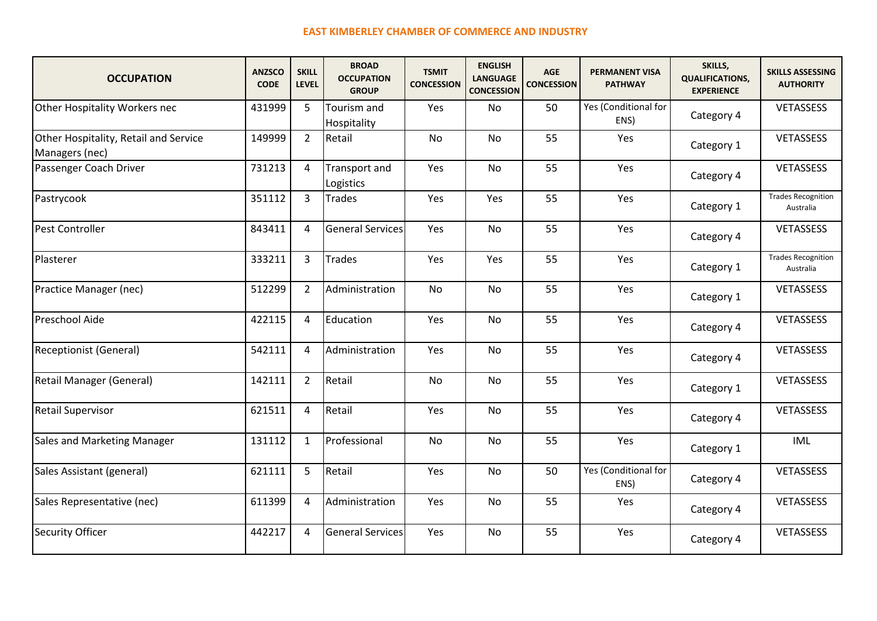**EAST KIMBERLEY CHAMBER OF COMMERCE AND INDUSTRY**

| OCCUPATION | ANZSCO CODE | SKILL LEVEL | BROAD OCCUPATION GROUP | TSMIT CONCESSION | ENGLISH LANGUAGE CONCESSION | AGE CONCESSION | PERMANENT VISA PATHWAY | SKILLS, QUALIFICATIONS, EXPERIENCE | SKILLS ASSESSING AUTHORITY |
|---|---|---|---|---|---|---|---|---|---|
| Other Hospitality Workers nec | 431999 | 5 | Tourism and Hospitality | Yes | No | 50 | Yes (Conditional for ENS) | Category 4 | VETASSESS |
| Other Hospitality, Retail and Service Managers (nec) | 149999 | 2 | Retail | No | No | 55 | Yes | Category 1 | VETASSESS |
| Passenger Coach Driver | 731213 | 4 | Transport and Logistics | Yes | No | 55 | Yes | Category 4 | VETASSESS |
| Pastrycook | 351112 | 3 | Trades | Yes | Yes | 55 | Yes | Category 1 | Trades Recognition Australia |
| Pest Controller | 843411 | 4 | General Services | Yes | No | 55 | Yes | Category 4 | VETASSESS |
| Plasterer | 333211 | 3 | Trades | Yes | Yes | 55 | Yes | Category 1 | Trades Recognition Australia |
| Practice Manager (nec) | 512299 | 2 | Administration | No | No | 55 | Yes | Category 1 | VETASSESS |
| Preschool Aide | 422115 | 4 | Education | Yes | No | 55 | Yes | Category 4 | VETASSESS |
| Receptionist (General) | 542111 | 4 | Administration | Yes | No | 55 | Yes | Category 4 | VETASSESS |
| Retail Manager (General) | 142111 | 2 | Retail | No | No | 55 | Yes | Category 1 | VETASSESS |
| Retail Supervisor | 621511 | 4 | Retail | Yes | No | 55 | Yes | Category 4 | VETASSESS |
| Sales and Marketing Manager | 131112 | 1 | Professional | No | No | 55 | Yes | Category 1 | IML |
| Sales Assistant (general) | 621111 | 5 | Retail | Yes | No | 50 | Yes (Conditional for ENS) | Category 4 | VETASSESS |
| Sales Representative (nec) | 611399 | 4 | Administration | Yes | No | 55 | Yes | Category 4 | VETASSESS |
| Security Officer | 442217 | 4 | General Services | Yes | No | 55 | Yes | Category 4 | VETASSESS |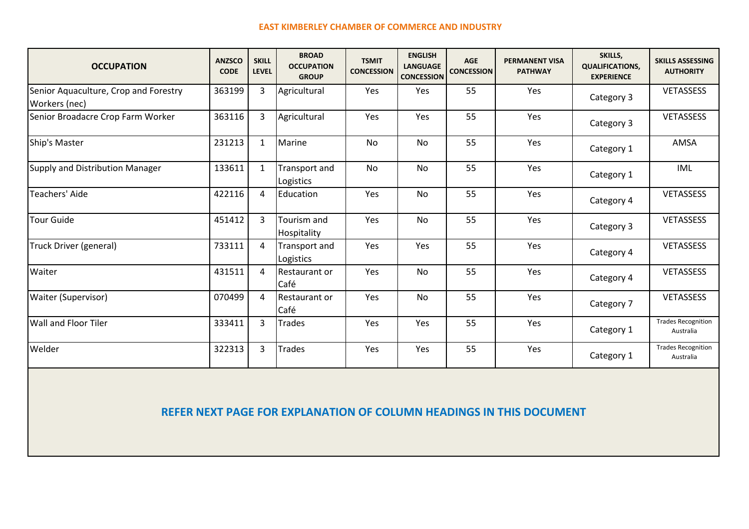EAST KIMBERLEY CHAMBER OF COMMERCE AND INDUSTRY

| OCCUPATION | ANZSCO CODE | SKILL LEVEL | BROAD OCCUPATION GROUP | TSMIT CONCESSION | ENGLISH LANGUAGE CONCESSION | AGE CONCESSION | PERMANENT VISA PATHWAY | SKILLS, QUALIFICATIONS, EXPERIENCE | SKILLS ASSESSING AUTHORITY |
|---|---|---|---|---|---|---|---|---|---|
| Senior Aquaculture, Crop and Forestry Workers (nec) | 363199 | 3 | Agricultural | Yes | Yes | 55 | Yes | Category 3 | VETASSESS |
| Senior Broadacre Crop Farm Worker | 363116 | 3 | Agricultural | Yes | Yes | 55 | Yes | Category 3 | VETASSESS |
| Ship's Master | 231213 | 1 | Marine | No | No | 55 | Yes | Category 1 | AMSA |
| Supply and Distribution Manager | 133611 | 1 | Transport and Logistics | No | No | 55 | Yes | Category 1 | IML |
| Teachers' Aide | 422116 | 4 | Education | Yes | No | 55 | Yes | Category 4 | VETASSESS |
| Tour Guide | 451412 | 3 | Tourism and Hospitality | Yes | No | 55 | Yes | Category 3 | VETASSESS |
| Truck Driver (general) | 733111 | 4 | Transport and Logistics | Yes | Yes | 55 | Yes | Category 4 | VETASSESS |
| Waiter | 431511 | 4 | Restaurant or Café | Yes | No | 55 | Yes | Category 4 | VETASSESS |
| Waiter (Supervisor) | 070499 | 4 | Restaurant or Café | Yes | No | 55 | Yes | Category 7 | VETASSESS |
| Wall and Floor Tiler | 333411 | 3 | Trades | Yes | Yes | 55 | Yes | Category 1 | Trades Recognition Australia |
| Welder | 322313 | 3 | Trades | Yes | Yes | 55 | Yes | Category 1 | Trades Recognition Australia |

**REFER NEXT PAGE FOR EXPLANATION OF COLUMN HEADINGS IN THIS DOCUMENT**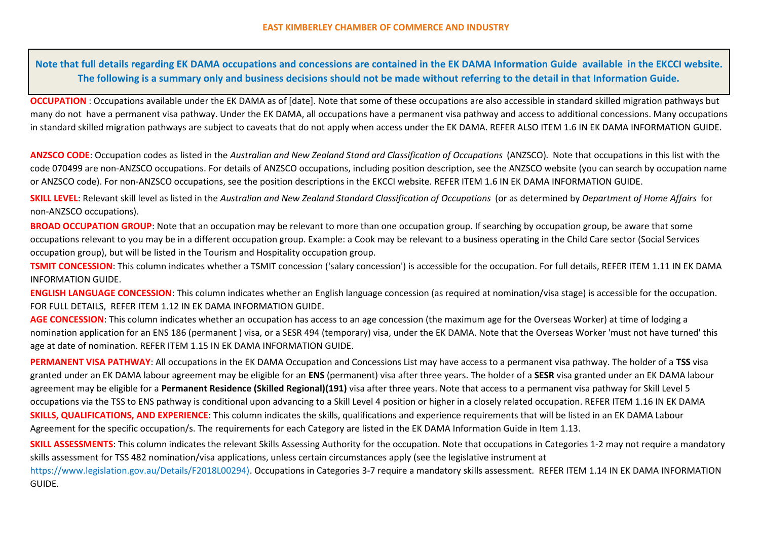**EAST KIMBERLEY CHAMBER OF COMMERCE AND INDUSTRY**

**Note that full details regarding EK DAMA occupations and concessions are contained in the EK DAMA Information Guide available in the EKCCI website. The following is a summary only and business decisions should not be made without referring to the detail in that Information Guide.**

**OCCUPATION** : Occupations available under the EK DAMA as of [date]. Note that some of these occupations are also accessible in standard skilled migration pathways but many do not have a permanent visa pathway. Under the EK DAMA, all occupations have a permanent visa pathway and access to additional concessions. Many occupations in standard skilled migration pathways are subject to caveats that do not apply when access under the EK DAMA. REFER ALSO ITEM 1.6 IN EK DAMA INFORMATION GUIDE.

**ANZSCO CODE**: Occupation codes as listed in the *Australian and New Zealand Stand ard Classification of Occupations* (ANZSCO). Note that occupations in this list with the code 070499 are non-ANZSCO occupations. For details of ANZSCO occupations, including position description, see the ANZSCO website (you can search by occupation name or ANZSCO code). For non-ANZSCO occupations, see the position descriptions in the EKCCI website. REFER ITEM 1.6 IN EK DAMA INFORMATION GUIDE.

**SKILL LEVEL**: Relevant skill level as listed in the *Australian and New Zealand Standard Classification of Occupations* (or as determined by *Department of Home Affairs* for non-ANZSCO occupations).

**BROAD OCCUPATION GROUP**: Note that an occupation may be relevant to more than one occupation group. If searching by occupation group, be aware that some occupations relevant to you may be in a different occupation group. Example: a Cook may be relevant to a business operating in the Child Care sector (Social Services occupation group), but will be listed in the Tourism and Hospitality occupation group.

**TSMIT CONCESSION**: This column indicates whether a TSMIT concession ('salary concession') is accessible for the occupation. For full details, REFER ITEM 1.11 IN EK DAMA INFORMATION GUIDE.

**ENGLISH LANGUAGE CONCESSION**: This column indicates whether an English language concession (as required at nomination/visa stage) is accessible for the occupation. FOR FULL DETAILS, REFER ITEM 1.12 IN EK DAMA INFORMATION GUIDE.

**AGE CONCESSION**: This column indicates whether an occupation has access to an age concession (the maximum age for the Overseas Worker) at time of lodging a nomination application for an ENS 186 (permanent ) visa, or a SESR 494 (temporary) visa, under the EK DAMA. Note that the Overseas Worker 'must not have turned' this age at date of nomination. REFER ITEM 1.15 IN EK DAMA INFORMATION GUIDE.

**PERMANENT VISA PATHWAY**: All occupations in the EK DAMA Occupation and Concessions List may have access to a permanent visa pathway. The holder of a **TSS** visa granted under an EK DAMA labour agreement may be eligible for an **ENS** (permanent) visa after three years. The holder of a **SESR** visa granted under an EK DAMA labour agreement may be eligible for a **Permanent Residence (Skilled Regional)(191)** visa after three years. Note that access to a permanent visa pathway for Skill Level 5 occupations via the TSS to ENS pathway is conditional upon advancing to a Skill Level 4 position or higher in a closely related occupation. REFER ITEM 1.16 IN EK DAMA

**SKILLS, QUALIFICATIONS, AND EXPERIENCE**: This column indicates the skills, qualifications and experience requirements that will be listed in an EK DAMA Labour Agreement for the specific occupation/s. The requirements for each Category are listed in the EK DAMA Information Guide in Item 1.13.

**SKILL ASSESSMENTS**: This column indicates the relevant Skills Assessing Authority for the occupation. Note that occupations in Categories 1-2 may not require a mandatory skills assessment for TSS 482 nomination/visa applications, unless certain circumstances apply (see the legislative instrument at https://www.legislation.gov.au/Details/F2018L00294). Occupations in Categories 3-7 require a mandatory skills assessment. REFER ITEM 1.14 IN EK DAMA INFORMATION GUIDE.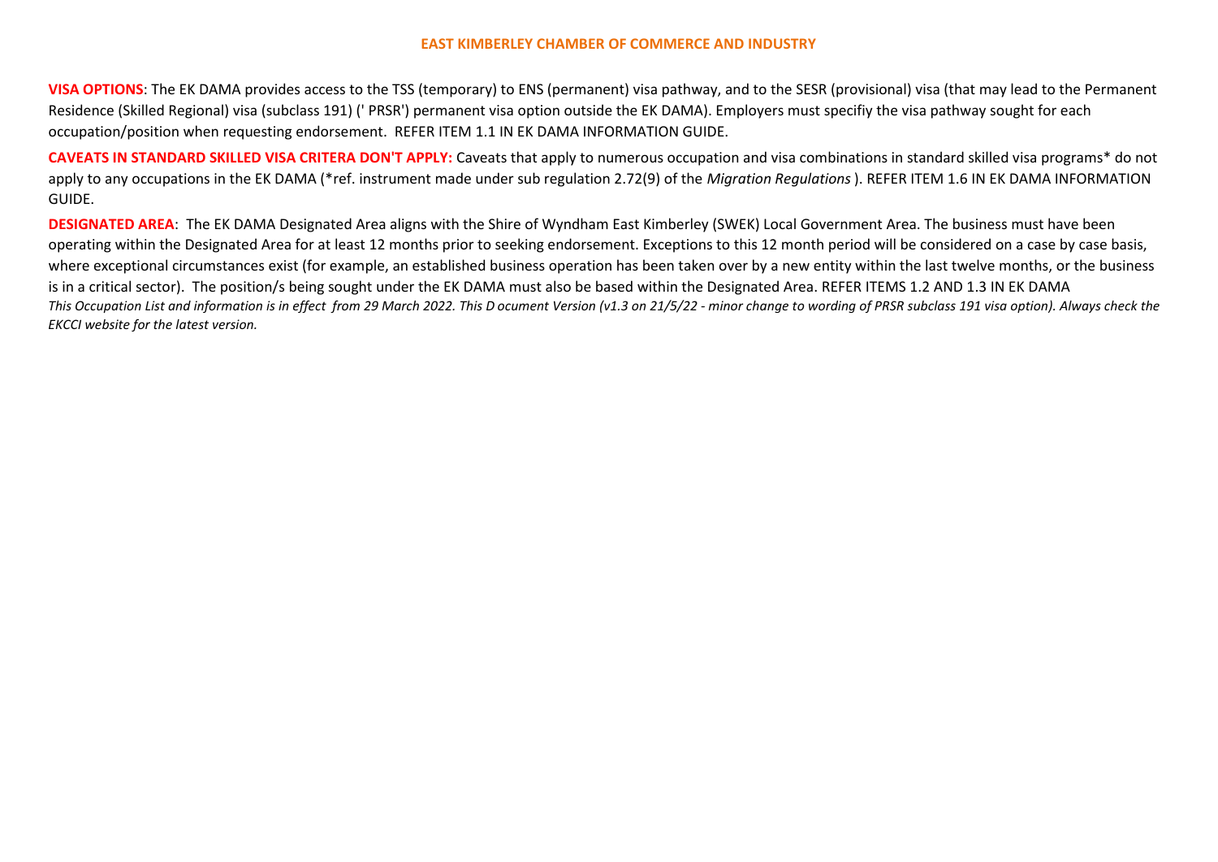**EAST KIMBERLEY CHAMBER OF COMMERCE AND INDUSTRY**

**VISA OPTIONS**: The EK DAMA provides access to the TSS (temporary) to ENS (permanent) visa pathway, and to the SESR (provisional) visa (that may lead to the Permanent Residence (Skilled Regional) visa (subclass 191) (' PRSR') permanent visa option outside the EK DAMA). Employers must specifiy the visa pathway sought for each occupation/position when requesting endorsement. REFER ITEM 1.1 IN EK DAMA INFORMATION GUIDE.

**CAVEATS IN STANDARD SKILLED VISA CRITERA DON'T APPLY:** Caveats that apply to numerous occupation and visa combinations in standard skilled visa programs* do not apply to any occupations in the EK DAMA (*ref. instrument made under sub regulation 2.72(9) of the *Migration Regulations* ). REFER ITEM 1.6 IN EK DAMA INFORMATION GUIDE.

**DESIGNATED AREA**: The EK DAMA Designated Area aligns with the Shire of Wyndham East Kimberley (SWEK) Local Government Area. The business must have been operating within the Designated Area for at least 12 months prior to seeking endorsement. Exceptions to this 12 month period will be considered on a case by case basis, where exceptional circumstances exist (for example, an established business operation has been taken over by a new entity within the last twelve months, or the business is in a critical sector). The position/s being sought under the EK DAMA must also be based within the Designated Area. REFER ITEMS 1.2 AND 1.3 IN EK DAMA

*This Occupation List and information is in effect from 29 March 2022. This D ocument Version (v1.3 on 21/5/22 - minor change to wording of PRSR subclass 191 visa option). Always check the EKCCI website for the latest version.*